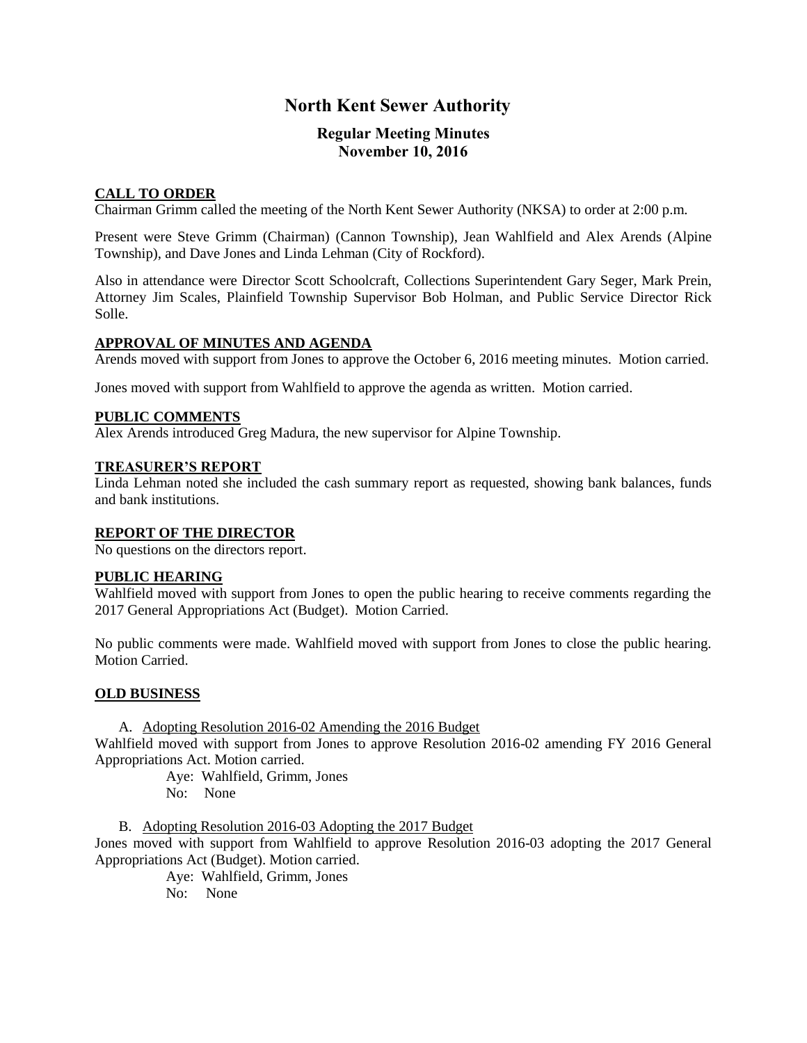# North Kent Sewer Authority

## Regular Meeting Minutes
## November 10, 2016

### CALL TO ORDER

Chairman Grimm called the meeting of the North Kent Sewer Authority (NKSA) to order at 2:00 p.m.

Present were Steve Grimm (Chairman) (Cannon Township), Jean Wahlfield and Alex Arends (Alpine Township), and Dave Jones and Linda Lehman (City of Rockford).

Also in attendance were Director Scott Schoolcraft, Collections Superintendent Gary Seger, Mark Prein, Attorney Jim Scales, Plainfield Township Supervisor Bob Holman, and Public Service Director Rick Solle.

### APPROVAL OF MINUTES AND AGENDA

Arends moved with support from Jones to approve the October 6, 2016 meeting minutes. Motion carried.

Jones moved with support from Wahlfield to approve the agenda as written. Motion carried.

### PUBLIC COMMENTS

Alex Arends introduced Greg Madura, the new supervisor for Alpine Township.

### TREASURER'S REPORT

Linda Lehman noted she included the cash summary report as requested, showing bank balances, funds and bank institutions.

### REPORT OF THE DIRECTOR

No questions on the directors report.

### PUBLIC HEARING

Wahlfield moved with support from Jones to open the public hearing to receive comments regarding the 2017 General Appropriations Act (Budget). Motion Carried.

No public comments were made. Wahlfield moved with support from Jones to close the public hearing. Motion Carried.

### OLD BUSINESS

A. Adopting Resolution 2016-02 Amending the 2016 Budget

Wahlfield moved with support from Jones to approve Resolution 2016-02 amending FY 2016 General Appropriations Act. Motion carried.

Aye: Wahlfield, Grimm, Jones
No: None

B. Adopting Resolution 2016-03 Adopting the 2017 Budget

Jones moved with support from Wahlfield to approve Resolution 2016-03 adopting the 2017 General Appropriations Act (Budget). Motion carried.

Aye: Wahlfield, Grimm, Jones
No: None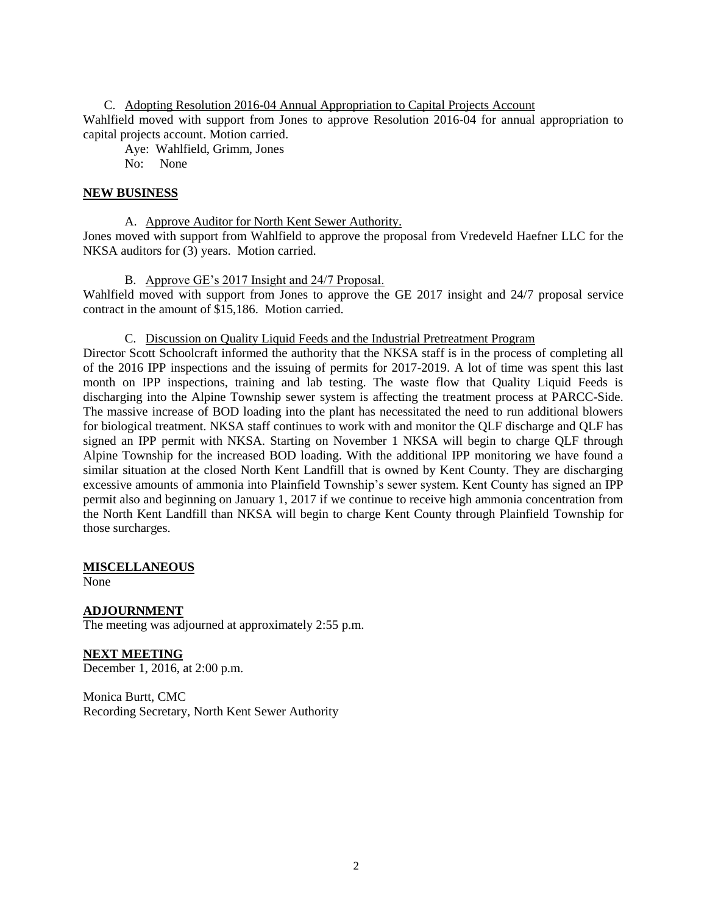C. Adopting Resolution 2016-04 Annual Appropriation to Capital Projects Account

Wahlfield moved with support from Jones to approve Resolution 2016-04 for annual appropriation to capital projects account. Motion carried.

Aye: Wahlfield, Grimm, Jones
No: None

## NEW BUSINESS

A. Approve Auditor for North Kent Sewer Authority.

Jones moved with support from Wahlfield to approve the proposal from Vredeveld Haefner LLC for the NKSA auditors for (3) years. Motion carried.

B. Approve GE's 2017 Insight and 24/7 Proposal.

Wahlfield moved with support from Jones to approve the GE 2017 insight and 24/7 proposal service contract in the amount of $15,186. Motion carried.

C. Discussion on Quality Liquid Feeds and the Industrial Pretreatment Program

Director Scott Schoolcraft informed the authority that the NKSA staff is in the process of completing all of the 2016 IPP inspections and the issuing of permits for 2017-2019. A lot of time was spent this last month on IPP inspections, training and lab testing. The waste flow that Quality Liquid Feeds is discharging into the Alpine Township sewer system is affecting the treatment process at PARCC-Side. The massive increase of BOD loading into the plant has necessitated the need to run additional blowers for biological treatment. NKSA staff continues to work with and monitor the QLF discharge and QLF has signed an IPP permit with NKSA. Starting on November 1 NKSA will begin to charge QLF through Alpine Township for the increased BOD loading. With the additional IPP monitoring we have found a similar situation at the closed North Kent Landfill that is owned by Kent County. They are discharging excessive amounts of ammonia into Plainfield Township's sewer system. Kent County has signed an IPP permit also and beginning on January 1, 2017 if we continue to receive high ammonia concentration from the North Kent Landfill than NKSA will begin to charge Kent County through Plainfield Township for those surcharges.

## MISCELLANEOUS

None

## ADJOURNMENT

The meeting was adjourned at approximately 2:55 p.m.

## NEXT MEETING

December 1, 2016, at 2:00 p.m.

Monica Burtt, CMC
Recording Secretary, North Kent Sewer Authority